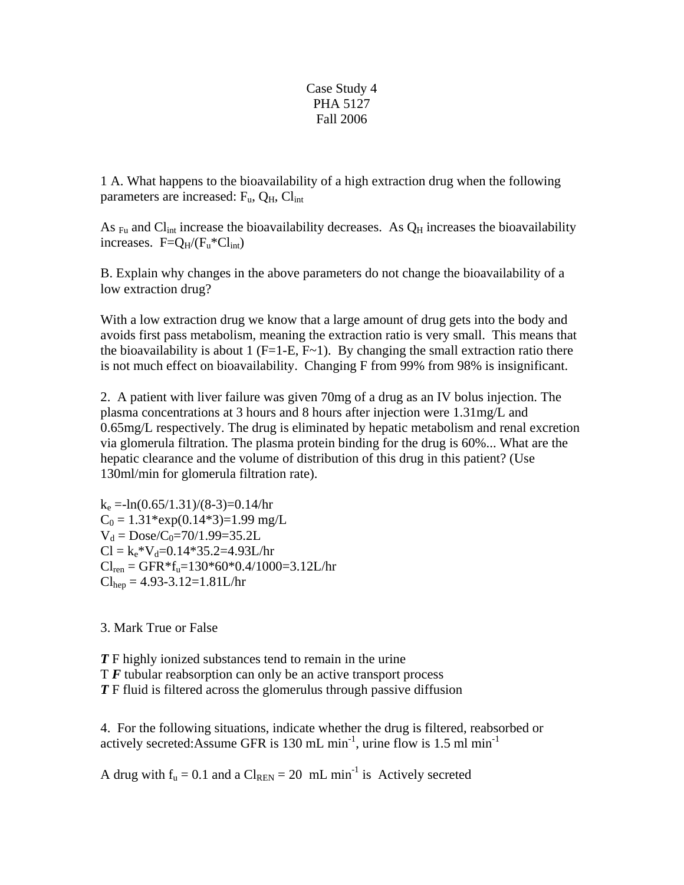Case Study 4
PHA 5127
Fall 2006

1 A. What happens to the bioavailability of a high extraction drug when the following parameters are increased: $F_u$, $Q_H$, $Cl_{int}$

As $_{Fu}$ and $Cl_{int}$ increase the bioavailability decreases. As $Q_H$ increases the bioavailability increases. $F=Q_H/(F_u*Cl_{int})$

B. Explain why changes in the above parameters do not change the bioavailability of a low extraction drug?

With a low extraction drug we know that a large amount of drug gets into the body and avoids first pass metabolism, meaning the extraction ratio is very small. This means that the bioavailability is about 1 (F=1-E, F~1). By changing the small extraction ratio there is not much effect on bioavailability. Changing F from 99% from 98% is insignificant.

2. A patient with liver failure was given 70mg of a drug as an IV bolus injection. The plasma concentrations at 3 hours and 8 hours after injection were 1.31mg/L and 0.65mg/L respectively. The drug is eliminated by hepatic metabolism and renal excretion via glomerula filtration. The plasma protein binding for the drug is 60%... What are the hepatic clearance and the volume of distribution of this drug in this patient? (Use 130ml/min for glomerula filtration rate).

$k_e$ =-ln(0.65/1.31)/(8-3)=0.14/hr
$C_0$ = 1.31*exp(0.14*3)=1.99 mg/L
$V_d$ = Dose/$C_0$=70/1.99=35.2L
Cl = $k_e$*$V_d$=0.14*35.2=4.93L/hr
$Cl_{ren}$ = GFR*$f_u$=130*60*0.4/1000=3.12L/hr
$Cl_{hep}$ = 4.93-3.12=1.81L/hr

3. Mark True or False

***T*** F highly ionized substances tend to remain in the urine
T ***F*** tubular reabsorption can only be an active transport process
***T*** F fluid is filtered across the glomerulus through passive diffusion

4. For the following situations, indicate whether the drug is filtered, reabsorbed or actively secreted:Assume GFR is 130 mL $min^{-1}$, urine flow is 1.5 ml $min^{-1}$

A drug with $f_u$ = 0.1 and a $Cl_{REN}$ = 20 mL $min^{-1}$ is Actively secreted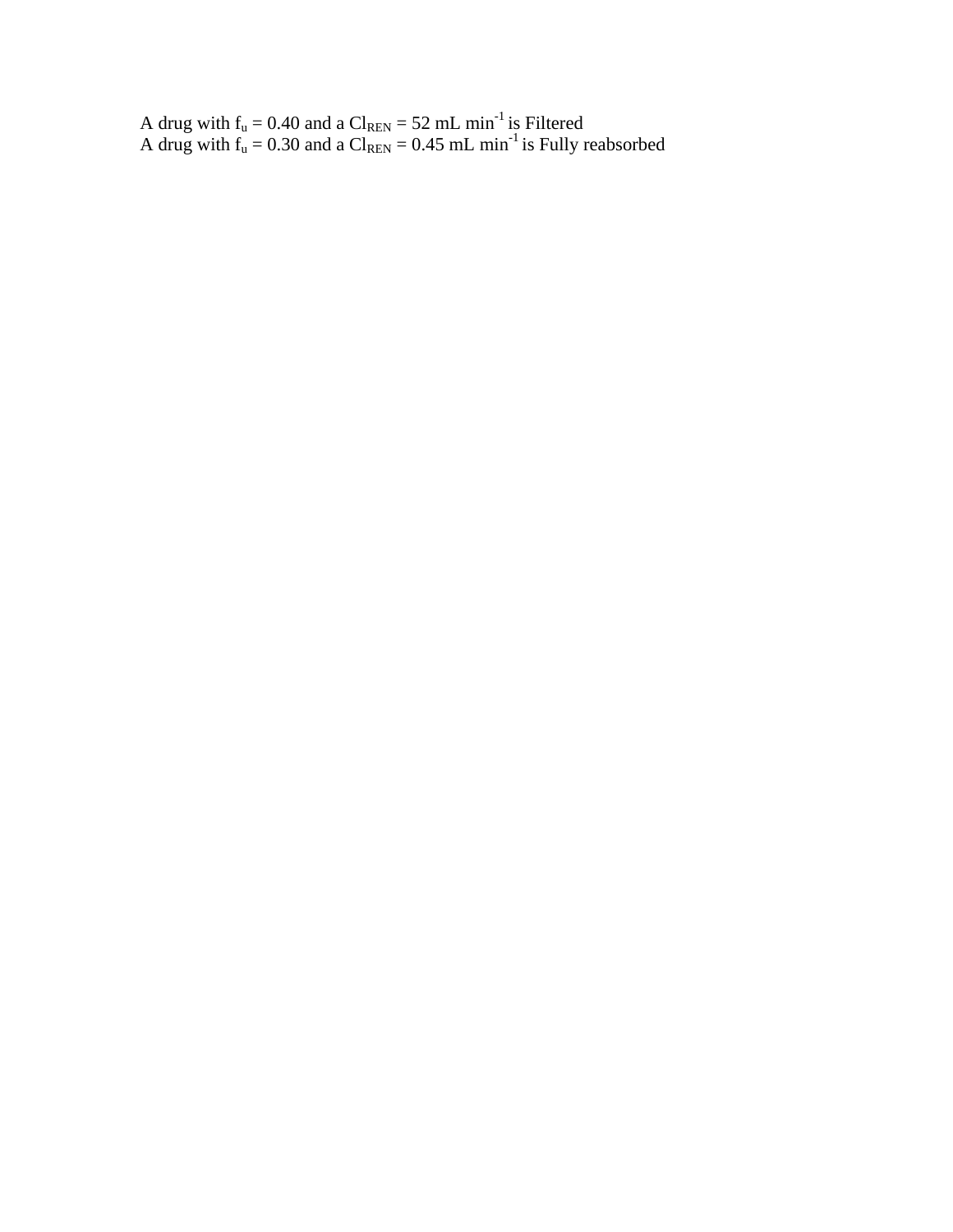A drug with $f_u = 0.40$ and a $Cl_{REN} = 52$ mL min$^{-1}$ is Filtered
A drug with $f_u = 0.30$ and a $Cl_{REN} = 0.45$ mL min$^{-1}$ is Fully reabsorbed